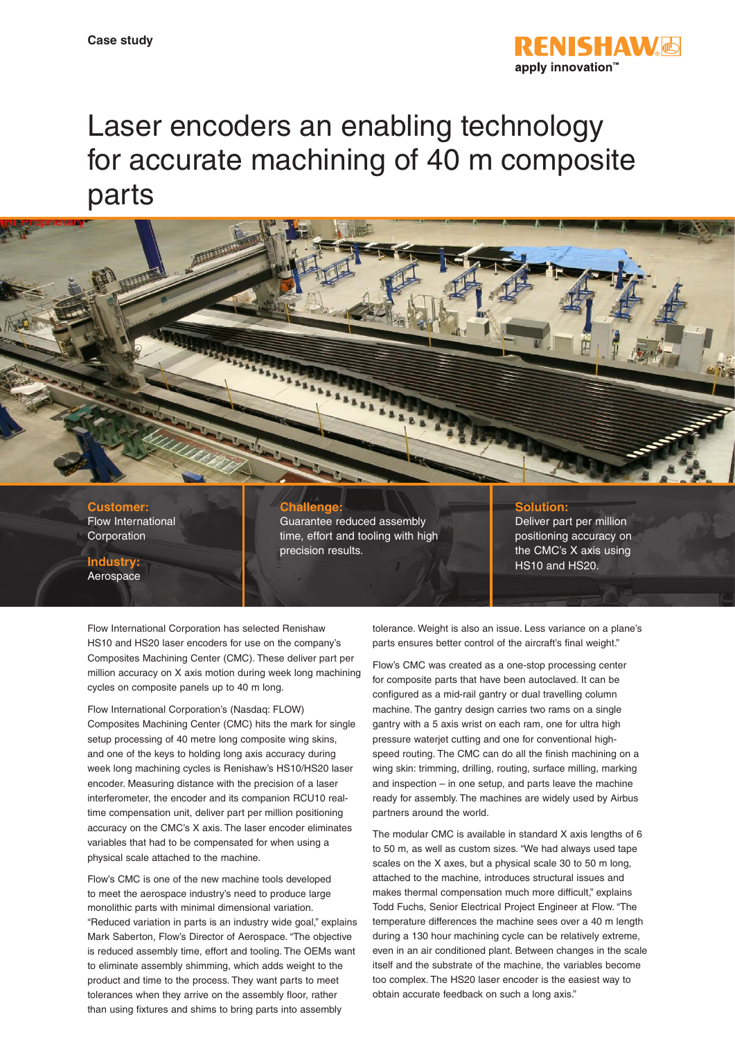Case study

# Laser encoders an enabling technology for accurate machining of 40 m composite parts

**Customer:**
Flow International Corporation

**Industry:**
Aerospace

**Challenge:**
Guarantee reduced assembly time, effort and tooling with high precision results.

**Solution:**
Deliver part per million positioning accuracy on the CMC's X axis using HS10 and HS20.

Flow International Corporation has selected Renishaw HS10 and HS20 laser encoders for use on the company's Composites Machining Center (CMC). These deliver part per million accuracy on X axis motion during week long machining cycles on composite panels up to 40 m long.

Flow International Corporation's (Nasdaq: FLOW) Composites Machining Center (CMC) hits the mark for single setup processing of 40 metre long composite wing skins, and one of the keys to holding long axis accuracy during week long machining cycles is Renishaw's HS10/HS20 laser encoder. Measuring distance with the precision of a laser interferometer, the encoder and its companion RCU10 real-time compensation unit, deliver part per million positioning accuracy on the CMC's X axis. The laser encoder eliminates variables that had to be compensated for when using a physical scale attached to the machine.

Flow's CMC is one of the new machine tools developed to meet the aerospace industry's need to produce large monolithic parts with minimal dimensional variation. "Reduced variation in parts is an industry wide goal," explains Mark Saberton, Flow's Director of Aerospace. "The objective is reduced assembly time, effort and tooling. The OEMs want to eliminate assembly shimming, which adds weight to the product and time to the process. They want parts to meet tolerances when they arrive on the assembly floor, rather than using fixtures and shims to bring parts into assembly tolerance. Weight is also an issue. Less variance on a plane's parts ensures better control of the aircraft's final weight."

Flow's CMC was created as a one-stop processing center for composite parts that have been autoclaved. It can be configured as a mid-rail gantry or dual travelling column machine. The gantry design carries two rams on a single gantry with a 5 axis wrist on each ram, one for ultra high pressure waterjet cutting and one for conventional high-speed routing. The CMC can do all the finish machining on a wing skin: trimming, drilling, routing, surface milling, marking and inspection – in one setup, and parts leave the machine ready for assembly. The machines are widely used by Airbus partners around the world.

The modular CMC is available in standard X axis lengths of 6 to 50 m, as well as custom sizes. "We had always used tape scales on the X axes, but a physical scale 30 to 50 m long, attached to the machine, introduces structural issues and makes thermal compensation much more difficult," explains Todd Fuchs, Senior Electrical Project Engineer at Flow. "The temperature differences the machine sees over a 40 m length during a 130 hour machining cycle can be relatively extreme, even in an air conditioned plant. Between changes in the scale itself and the substrate of the machine, the variables become too complex. The HS20 laser encoder is the easiest way to obtain accurate feedback on such a long axis."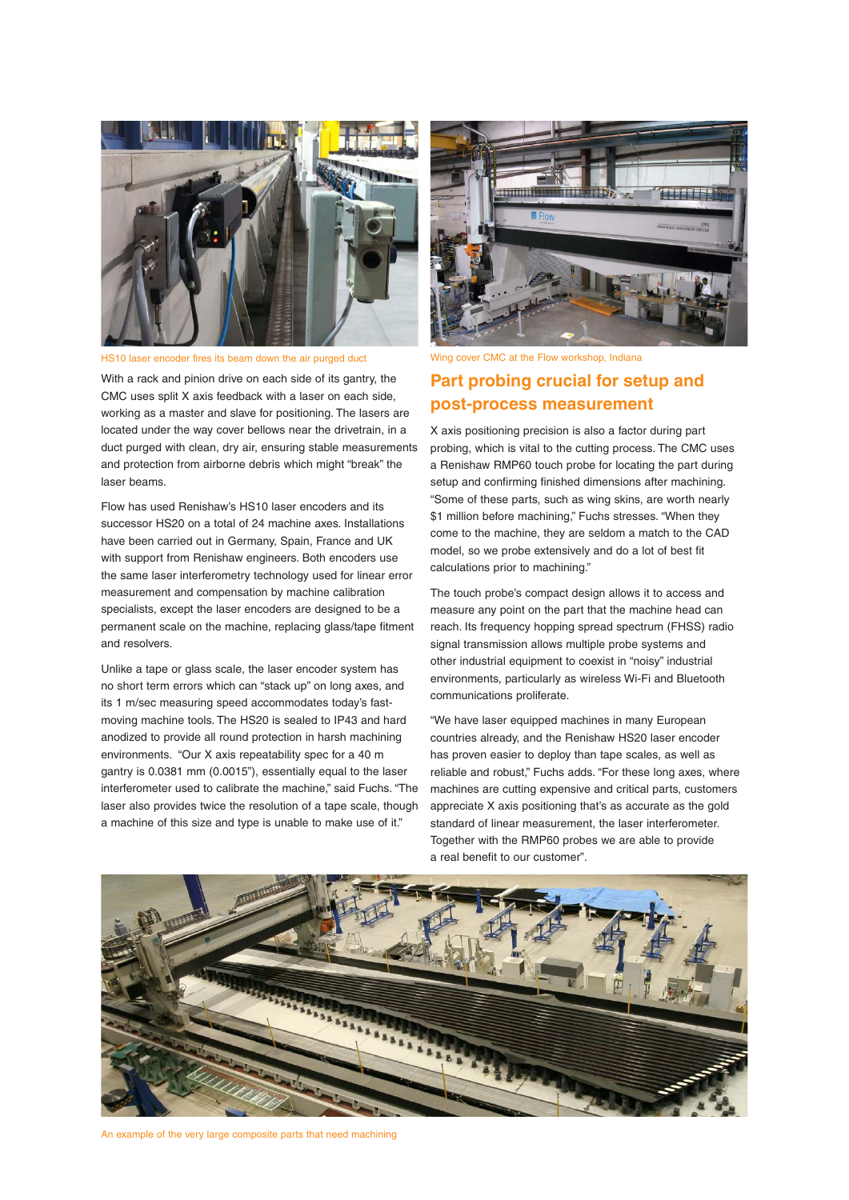HS10 laser encoder fires its beam down the air purged duct

With a rack and pinion drive on each side of its gantry, the CMC uses split X axis feedback with a laser on each side, working as a master and slave for positioning. The lasers are located under the way cover bellows near the drivetrain, in a duct purged with clean, dry air, ensuring stable measurements and protection from airborne debris which might "break" the laser beams.

Flow has used Renishaw's HS10 laser encoders and its successor HS20 on a total of 24 machine axes. Installations have been carried out in Germany, Spain, France and UK with support from Renishaw engineers. Both encoders use the same laser interferometry technology used for linear error measurement and compensation by machine calibration specialists, except the laser encoders are designed to be a permanent scale on the machine, replacing glass/tape fitment and resolvers.

Unlike a tape or glass scale, the laser encoder system has no short term errors which can "stack up" on long axes, and its 1 m/sec measuring speed accommodates today's fast-moving machine tools. The HS20 is sealed to IP43 and hard anodized to provide all round protection in harsh machining environments. "Our X axis repeatability spec for a 40 m gantry is 0.0381 mm (0.0015"), essentially equal to the laser interferometer used to calibrate the machine," said Fuchs. "The laser also provides twice the resolution of a tape scale, though a machine of this size and type is unable to make use of it."

Wing cover CMC at the Flow workshop, Indiana

## Part probing crucial for setup and post-process measurement

X axis positioning precision is also a factor during part probing, which is vital to the cutting process. The CMC uses a Renishaw RMP60 touch probe for locating the part during setup and confirming finished dimensions after machining. "Some of these parts, such as wing skins, are worth nearly $1 million before machining," Fuchs stresses. "When they come to the machine, they are seldom a match to the CAD model, so we probe extensively and do a lot of best fit calculations prior to machining."

The touch probe's compact design allows it to access and measure any point on the part that the machine head can reach. Its frequency hopping spread spectrum (FHSS) radio signal transmission allows multiple probe systems and other industrial equipment to coexist in "noisy" industrial environments, particularly as wireless Wi-Fi and Bluetooth communications proliferate.

"We have laser equipped machines in many European countries already, and the Renishaw HS20 laser encoder has proven easier to deploy than tape scales, as well as reliable and robust," Fuchs adds. "For these long axes, where machines are cutting expensive and critical parts, customers appreciate X axis positioning that's as accurate as the gold standard of linear measurement, the laser interferometer. Together with the RMP60 probes we are able to provide a real benefit to our customer".

An example of the very large composite parts that need machining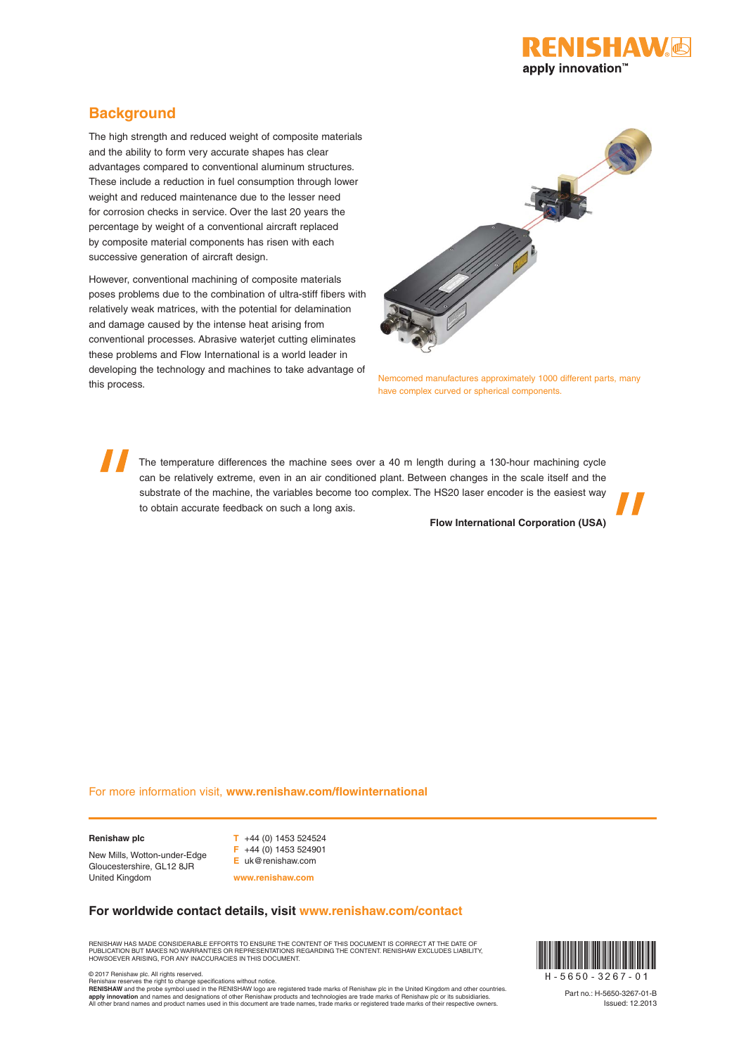## Background

The high strength and reduced weight of composite materials and the ability to form very accurate shapes has clear advantages compared to conventional aluminum structures. These include a reduction in fuel consumption through lower weight and reduced maintenance due to the lesser need for corrosion checks in service. Over the last 20 years the percentage by weight of a conventional aircraft replaced by composite material components has risen with each successive generation of aircraft design.

However, conventional machining of composite materials poses problems due to the combination of ultra-stiff fibers with relatively weak matrices, with the potential for delamination and damage caused by the intense heat arising from conventional processes. Abrasive waterjet cutting eliminates these problems and Flow International is a world leader in developing the technology and machines to take advantage of this process.

Nemcomed manufactures approximately 1000 different parts, many have complex curved or spherical components.

> "The temperature differences the machine sees over a 40 m length during a 130-hour machining cycle can be relatively extreme, even in an air conditioned plant. Between changes in the scale itself and the substrate of the machine, the variables become too complex. The HS20 laser encoder is the easiest way to obtain accurate feedback on such a long axis."
>
> **Flow International Corporation (USA)**

For more information visit, **www.renishaw.com/flowinternational**

**Renishaw plc**

New Mills, Wotton-under-Edge
Gloucestershire, GL12 8JR
United Kingdom

**T** +44 (0) 1453 524524
**F** +44 (0) 1453 524901
**E** uk@renishaw.com

**www.renishaw.com**

### For worldwide contact details, visit www.renishaw.com/contact

RENISHAW HAS MADE CONSIDERABLE EFFORTS TO ENSURE THE CONTENT OF THIS DOCUMENT IS CORRECT AT THE DATE OF PUBLICATION BUT MAKES NO WARRANTIES OR REPRESENTATIONS REGARDING THE CONTENT. RENISHAW EXCLUDES LIABILITY, HOWSOEVER ARISING, FOR ANY INACCURACIES IN THIS DOCUMENT.

© 2017 Renishaw plc. All rights reserved.
Renishaw reserves the right to change specifications without notice.
**RENISHAW** and the probe symbol used in the RENISHAW logo are registered trade marks of Renishaw plc in the United Kingdom and other countries. **apply innovation** and names and designations of other Renishaw products and technologies are trade marks of Renishaw plc or its subsidiaries.
All other brand names and product names used in this document are trade names, trade marks or registered trade marks of their respective owners.

H-5650-3267-01

Part no.: H-5650-3267-01-B
Issued: 12.2013